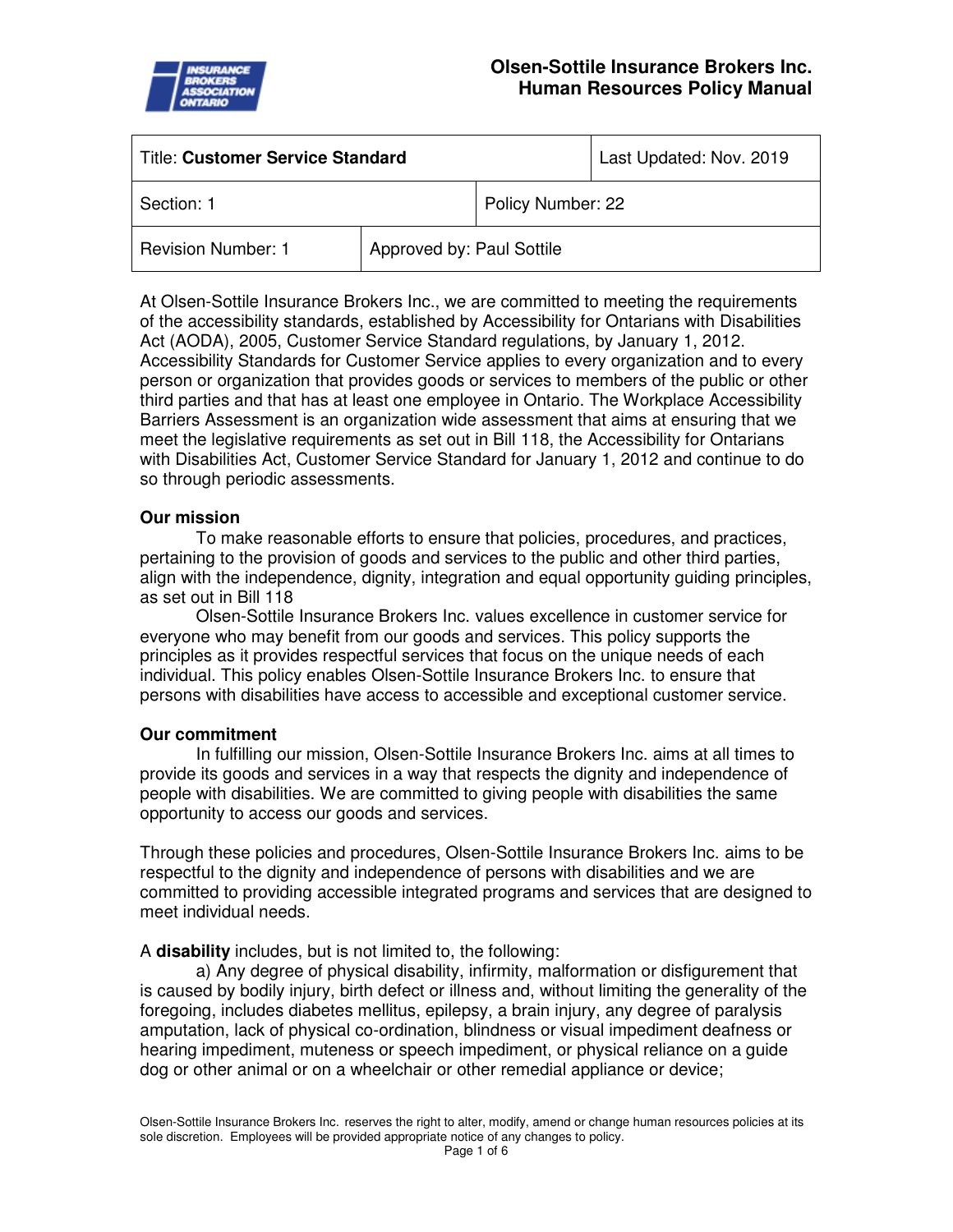# Olsen-Sottile Insurance Brokers Inc.
## Human Resources Policy Manual

| Title: **Customer Service Standard** | | | Last Updated: Nov. 2019 |
|---|---|---|---|
| Section: 1 | | Policy Number: 22 | |
| Revision Number: 1 | Approved by: Paul Sottile | | |

At Olsen-Sottile Insurance Brokers Inc., we are committed to meeting the requirements of the accessibility standards, established by Accessibility for Ontarians with Disabilities Act (AODA), 2005, Customer Service Standard regulations, by January 1, 2012. Accessibility Standards for Customer Service applies to every organization and to every person or organization that provides goods or services to members of the public or other third parties and that has at least one employee in Ontario. The Workplace Accessibility Barriers Assessment is an organization wide assessment that aims at ensuring that we meet the legislative requirements as set out in Bill 118, the Accessibility for Ontarians with Disabilities Act, Customer Service Standard for January 1, 2012 and continue to do so through periodic assessments.

**Our mission**

To make reasonable efforts to ensure that policies, procedures, and practices, pertaining to the provision of goods and services to the public and other third parties, align with the independence, dignity, integration and equal opportunity guiding principles, as set out in Bill 118

Olsen-Sottile Insurance Brokers Inc. values excellence in customer service for everyone who may benefit from our goods and services. This policy supports the principles as it provides respectful services that focus on the unique needs of each individual. This policy enables Olsen-Sottile Insurance Brokers Inc. to ensure that persons with disabilities have access to accessible and exceptional customer service.

**Our commitment**

In fulfilling our mission, Olsen-Sottile Insurance Brokers Inc. aims at all times to provide its goods and services in a way that respects the dignity and independence of people with disabilities. We are committed to giving people with disabilities the same opportunity to access our goods and services.

Through these policies and procedures, Olsen-Sottile Insurance Brokers Inc. aims to be respectful to the dignity and independence of persons with disabilities and we are committed to providing accessible integrated programs and services that are designed to meet individual needs.

A **disability** includes, but is not limited to, the following:

a) Any degree of physical disability, infirmity, malformation or disfigurement that is caused by bodily injury, birth defect or illness and, without limiting the generality of the foregoing, includes diabetes mellitus, epilepsy, a brain injury, any degree of paralysis amputation, lack of physical co-ordination, blindness or visual impediment deafness or hearing impediment, muteness or speech impediment, or physical reliance on a guide dog or other animal or on a wheelchair or other remedial appliance or device;

Olsen-Sottile Insurance Brokers Inc. reserves the right to alter, modify, amend or change human resources policies at its sole discretion. Employees will be provided appropriate notice of any changes to policy.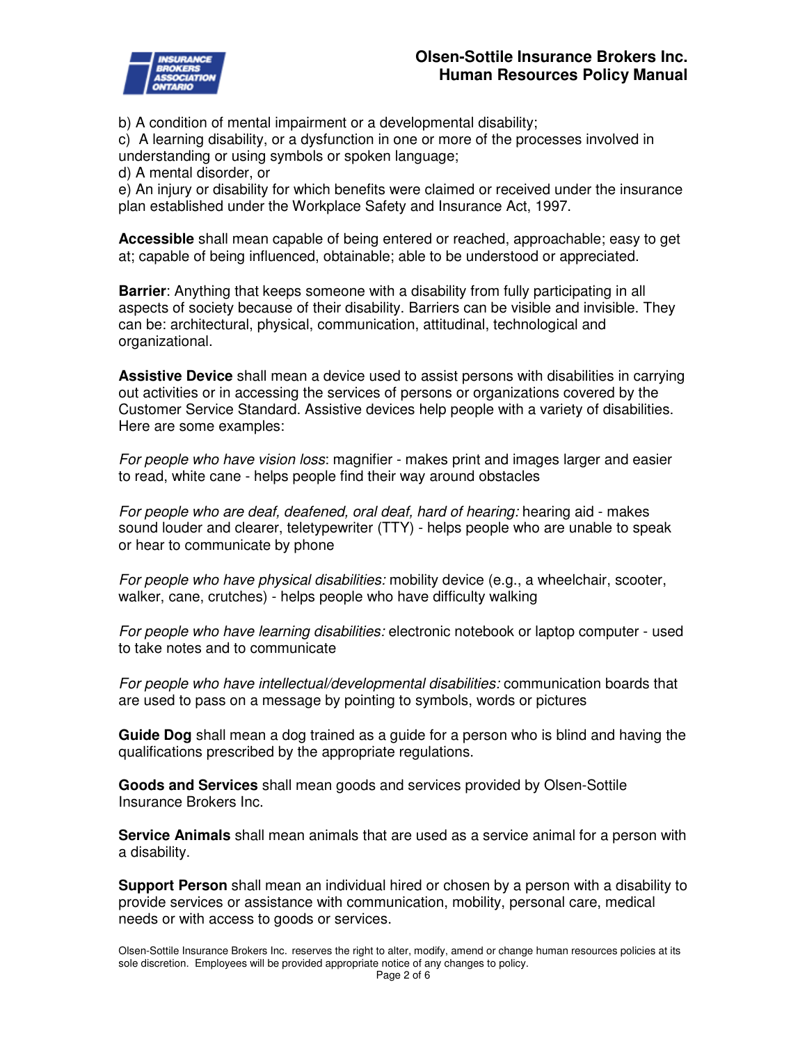b) A condition of mental impairment or a developmental disability;
c) A learning disability, or a dysfunction in one or more of the processes involved in understanding or using symbols or spoken language;
d) A mental disorder, or
e) An injury or disability for which benefits were claimed or received under the insurance plan established under the Workplace Safety and Insurance Act, 1997.

**Accessible** shall mean capable of being entered or reached, approachable; easy to get at; capable of being influenced, obtainable; able to be understood or appreciated.

**Barrier**: Anything that keeps someone with a disability from fully participating in all aspects of society because of their disability. Barriers can be visible and invisible. They can be: architectural, physical, communication, attitudinal, technological and organizational.

**Assistive Device** shall mean a device used to assist persons with disabilities in carrying out activities or in accessing the services of persons or organizations covered by the Customer Service Standard. Assistive devices help people with a variety of disabilities. Here are some examples:

*For people who have vision loss*: magnifier - makes print and images larger and easier to read, white cane - helps people find their way around obstacles

*For people who are deaf, deafened, oral deaf, hard of hearing:* hearing aid - makes sound louder and clearer, teletypewriter (TTY) - helps people who are unable to speak or hear to communicate by phone

*For people who have physical disabilities:* mobility device (e.g., a wheelchair, scooter, walker, cane, crutches) - helps people who have difficulty walking

*For people who have learning disabilities:* electronic notebook or laptop computer - used to take notes and to communicate

*For people who have intellectual/developmental disabilities:* communication boards that are used to pass on a message by pointing to symbols, words or pictures

**Guide Dog** shall mean a dog trained as a guide for a person who is blind and having the qualifications prescribed by the appropriate regulations.

**Goods and Services** shall mean goods and services provided by Olsen-Sottile Insurance Brokers Inc.

**Service Animals** shall mean animals that are used as a service animal for a person with a disability.

**Support Person** shall mean an individual hired or chosen by a person with a disability to provide services or assistance with communication, mobility, personal care, medical needs or with access to goods or services.

Olsen-Sottile Insurance Brokers Inc. reserves the right to alter, modify, amend or change human resources policies at its sole discretion. Employees will be provided appropriate notice of any changes to policy.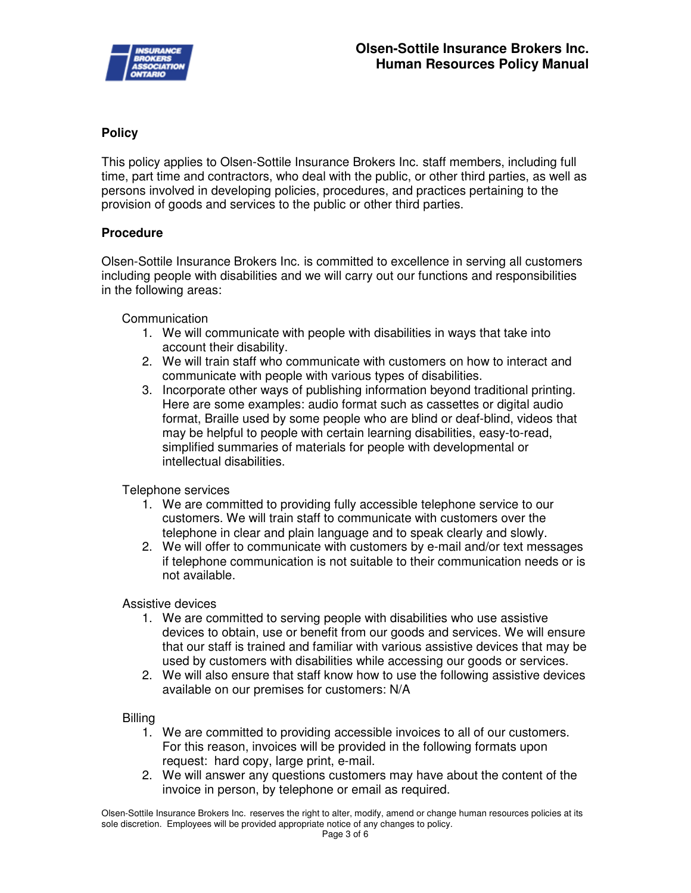## Policy

This policy applies to Olsen-Sottile Insurance Brokers Inc. staff members, including full time, part time and contractors, who deal with the public, or other third parties, as well as persons involved in developing policies, procedures, and practices pertaining to the provision of goods and services to the public or other third parties.

## Procedure

Olsen-Sottile Insurance Brokers Inc. is committed to excellence in serving all customers including people with disabilities and we will carry out our functions and responsibilities in the following areas:

Communication

1. We will communicate with people with disabilities in ways that take into account their disability.
2. We will train staff who communicate with customers on how to interact and communicate with people with various types of disabilities.
3. Incorporate other ways of publishing information beyond traditional printing. Here are some examples: audio format such as cassettes or digital audio format, Braille used by some people who are blind or deaf-blind, videos that may be helpful to people with certain learning disabilities, easy-to-read, simplified summaries of materials for people with developmental or intellectual disabilities.

Telephone services

1. We are committed to providing fully accessible telephone service to our customers. We will train staff to communicate with customers over the telephone in clear and plain language and to speak clearly and slowly.
2. We will offer to communicate with customers by e-mail and/or text messages if telephone communication is not suitable to their communication needs or is not available.

Assistive devices

1. We are committed to serving people with disabilities who use assistive devices to obtain, use or benefit from our goods and services. We will ensure that our staff is trained and familiar with various assistive devices that may be used by customers with disabilities while accessing our goods or services.
2. We will also ensure that staff know how to use the following assistive devices available on our premises for customers: N/A

Billing

1. We are committed to providing accessible invoices to all of our customers. For this reason, invoices will be provided in the following formats upon request: hard copy, large print, e-mail.
2. We will answer any questions customers may have about the content of the invoice in person, by telephone or email as required.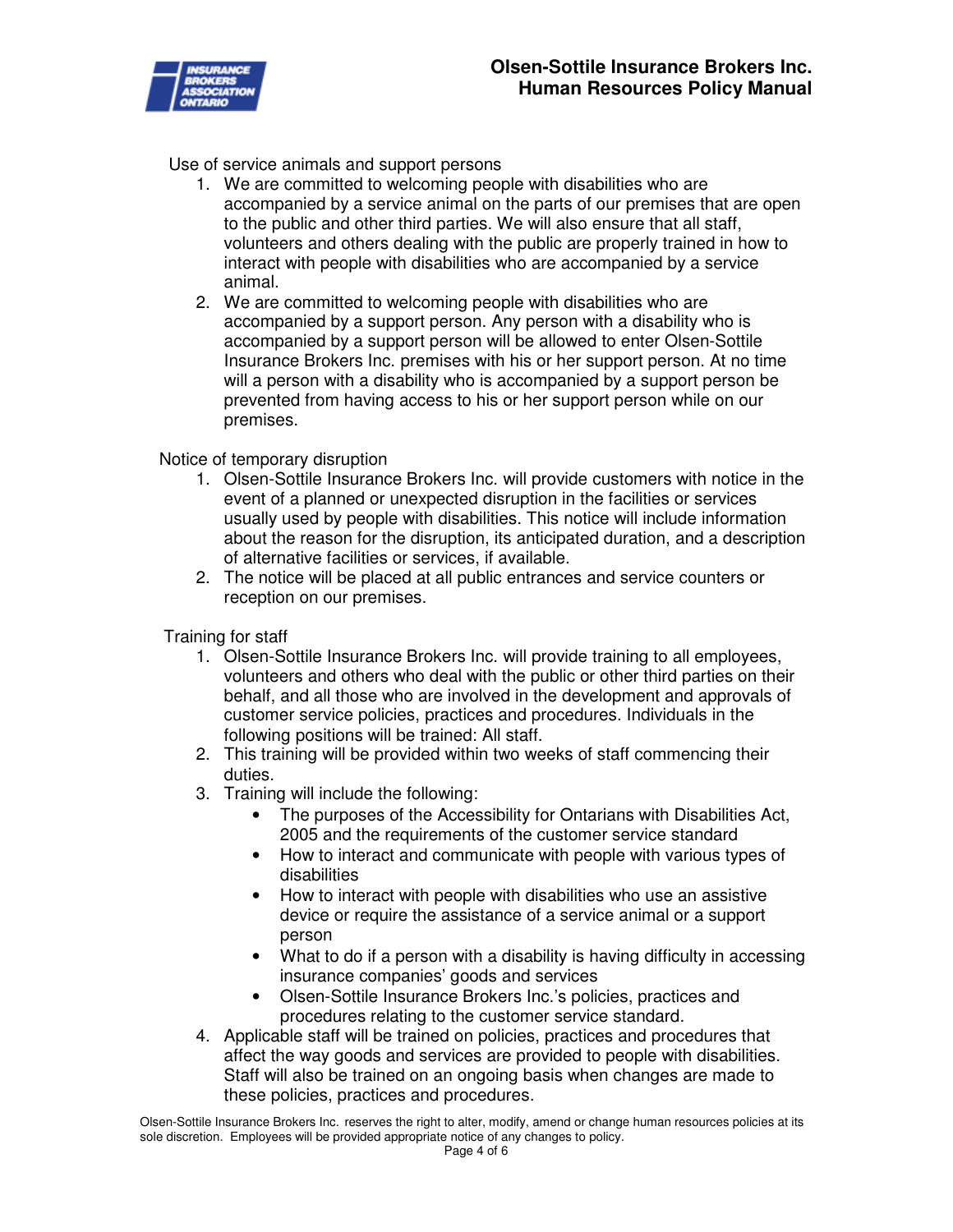Use of service animals and support persons

1. We are committed to welcoming people with disabilities who are accompanied by a service animal on the parts of our premises that are open to the public and other third parties. We will also ensure that all staff, volunteers and others dealing with the public are properly trained in how to interact with people with disabilities who are accompanied by a service animal.
2. We are committed to welcoming people with disabilities who are accompanied by a support person. Any person with a disability who is accompanied by a support person will be allowed to enter Olsen-Sottile Insurance Brokers Inc. premises with his or her support person. At no time will a person with a disability who is accompanied by a support person be prevented from having access to his or her support person while on our premises.

Notice of temporary disruption

1. Olsen-Sottile Insurance Brokers Inc. will provide customers with notice in the event of a planned or unexpected disruption in the facilities or services usually used by people with disabilities. This notice will include information about the reason for the disruption, its anticipated duration, and a description of alternative facilities or services, if available.
2. The notice will be placed at all public entrances and service counters or reception on our premises.

Training for staff

1. Olsen-Sottile Insurance Brokers Inc. will provide training to all employees, volunteers and others who deal with the public or other third parties on their behalf, and all those who are involved in the development and approvals of customer service policies, practices and procedures. Individuals in the following positions will be trained: All staff.
2. This training will be provided within two weeks of staff commencing their duties.
3. Training will include the following:
   - The purposes of the Accessibility for Ontarians with Disabilities Act, 2005 and the requirements of the customer service standard
   - How to interact and communicate with people with various types of disabilities
   - How to interact with people with disabilities who use an assistive device or require the assistance of a service animal or a support person
   - What to do if a person with a disability is having difficulty in accessing insurance companies' goods and services
   - Olsen-Sottile Insurance Brokers Inc.'s policies, practices and procedures relating to the customer service standard.
4. Applicable staff will be trained on policies, practices and procedures that affect the way goods and services are provided to people with disabilities. Staff will also be trained on an ongoing basis when changes are made to these policies, practices and procedures.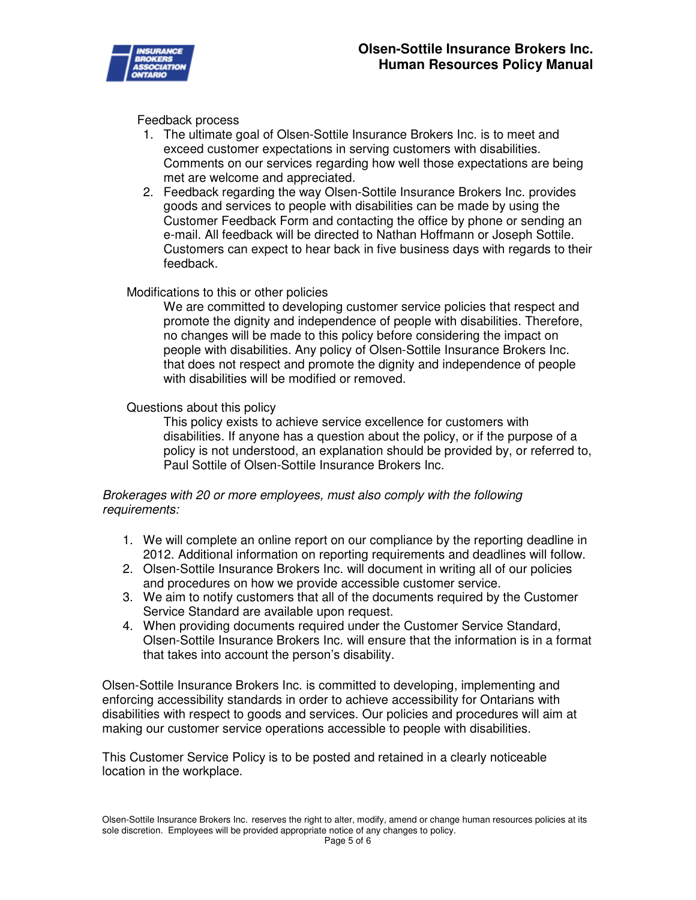Feedback process

1. The ultimate goal of Olsen-Sottile Insurance Brokers Inc. is to meet and exceed customer expectations in serving customers with disabilities. Comments on our services regarding how well those expectations are being met are welcome and appreciated.
2. Feedback regarding the way Olsen-Sottile Insurance Brokers Inc. provides goods and services to people with disabilities can be made by using the Customer Feedback Form and contacting the office by phone or sending an e-mail. All feedback will be directed to Nathan Hoffmann or Joseph Sottile. Customers can expect to hear back in five business days with regards to their feedback.

Modifications to this or other policies

We are committed to developing customer service policies that respect and promote the dignity and independence of people with disabilities. Therefore, no changes will be made to this policy before considering the impact on people with disabilities. Any policy of Olsen-Sottile Insurance Brokers Inc. that does not respect and promote the dignity and independence of people with disabilities will be modified or removed.

Questions about this policy

This policy exists to achieve service excellence for customers with disabilities. If anyone has a question about the policy, or if the purpose of a policy is not understood, an explanation should be provided by, or referred to, Paul Sottile of Olsen-Sottile Insurance Brokers Inc.

*Brokerages with 20 or more employees, must also comply with the following requirements:*

1. We will complete an online report on our compliance by the reporting deadline in 2012. Additional information on reporting requirements and deadlines will follow.
2. Olsen-Sottile Insurance Brokers Inc. will document in writing all of our policies and procedures on how we provide accessible customer service.
3. We aim to notify customers that all of the documents required by the Customer Service Standard are available upon request.
4. When providing documents required under the Customer Service Standard, Olsen-Sottile Insurance Brokers Inc. will ensure that the information is in a format that takes into account the person's disability.

Olsen-Sottile Insurance Brokers Inc. is committed to developing, implementing and enforcing accessibility standards in order to achieve accessibility for Ontarians with disabilities with respect to goods and services. Our policies and procedures will aim at making our customer service operations accessible to people with disabilities.

This Customer Service Policy is to be posted and retained in a clearly noticeable location in the workplace.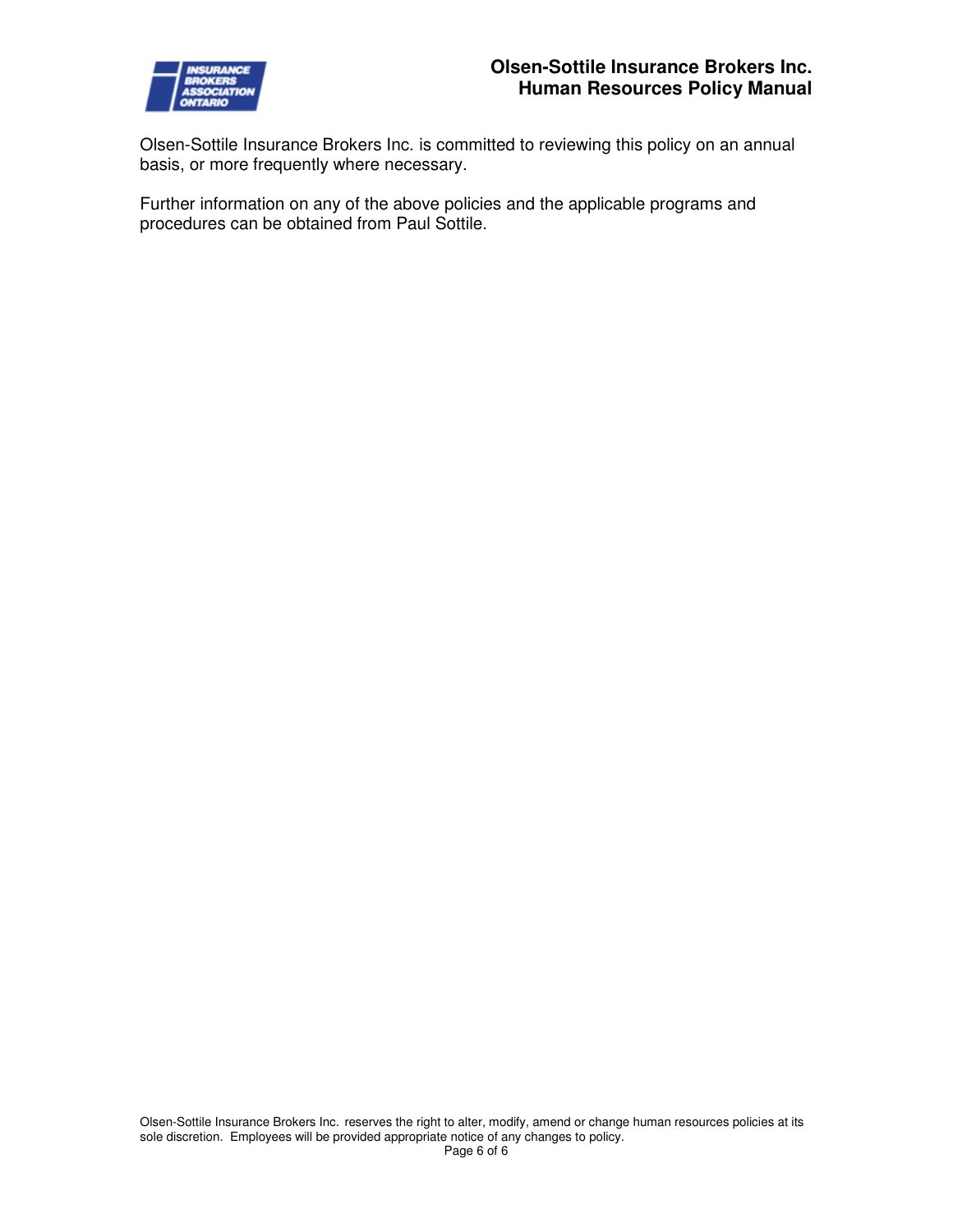Olsen-Sottile Insurance Brokers Inc. is committed to reviewing this policy on an annual basis, or more frequently where necessary.

Further information on any of the above policies and the applicable programs and procedures can be obtained from Paul Sottile.